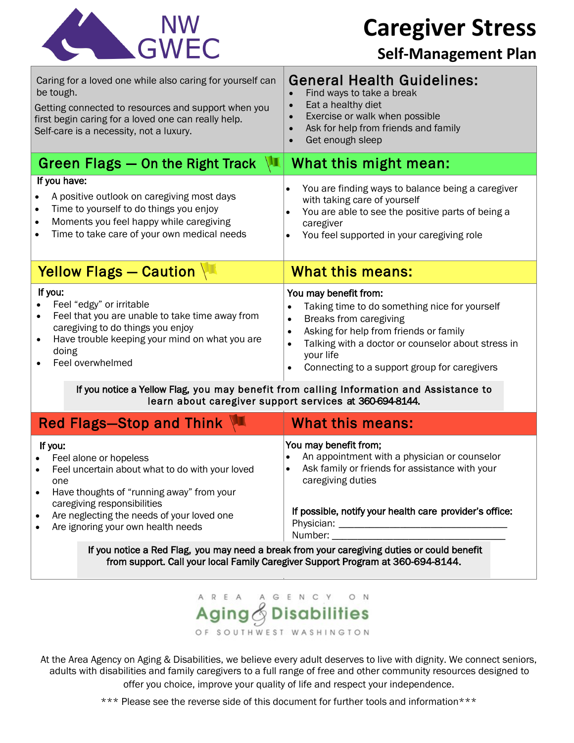NW GWEC

# Caregiver Stress

## Self-Management Plan

Caring for a loved one while also caring for yourself can be tough.

Getting connected to resources and support when you first begin caring for a loved one can really help. Self-care is a necessity, not a luxury.

### General Health Guidelines:

- Find ways to take a break
- Eat a healthy diet
- Exercise or walk when possible
- Ask for help from friends and family
- Get enough sleep

### Green Flags — On the Right Track

**If you have:**

- A positive outlook on caregiving most days
- Time to yourself to do things you enjoy
- Moments you feel happy while caregiving
- Time to take care of your own medical needs

### What this might mean:

- You are finding ways to balance being a caregiver with taking care of yourself
- You are able to see the positive parts of being a caregiver
- You feel supported in your caregiving role

### Yellow Flags — Caution

**If you:**

- Feel "edgy" or irritable
- Feel that you are unable to take time away from caregiving to do things you enjoy
- Have trouble keeping your mind on what you are doing
- Feel overwhelmed

### What this means:

**You may benefit from:**

- Taking time to do something nice for yourself
- Breaks from caregiving
- Asking for help from friends or family
- Talking with a doctor or counselor about stress in your life
- Connecting to a support group for caregivers

**If you notice a Yellow Flag, you may benefit from calling Information and Assistance to learn about caregiver support services at 360-694-8144.**

### Red Flags—Stop and Think

**If you:**

- Feel alone or hopeless
- Feel uncertain about what to do with your loved one
- Have thoughts of "running away" from your caregiving responsibilities
- Are neglecting the needs of your loved one
- Are ignoring your own health needs

### What this means:

**You may benefit from;**

- An appointment with a physician or counselor
- Ask family or friends for assistance with your caregiving duties

**If possible, notify your health care provider's office:**

Physician: ______________________________

Number: ______________________________

**If you notice a Red Flag, you may need a break from your caregiving duties or could benefit from support. Call your local Family Caregiver Support Program at 360-694-8144.**

AREA AGENCY ON Aging & Disabilities OF SOUTHWEST WASHINGTON

At the Area Agency on Aging & Disabilities, we believe every adult deserves to live with dignity. We connect seniors, adults with disabilities and family caregivers to a full range of free and other community resources designed to offer you choice, improve your quality of life and respect your independence.

*** Please see the reverse side of this document for further tools and information***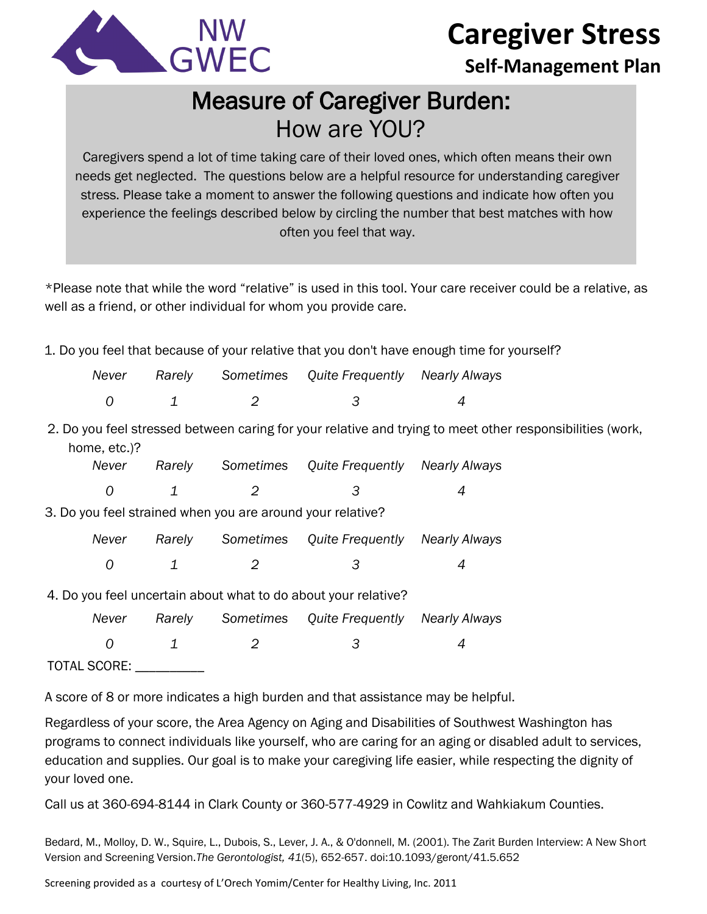NW GWEC

# Caregiver Stress

## Self-Management Plan

## Measure of Caregiver Burden: How are YOU?

Caregivers spend a lot of time taking care of their loved ones, which often means their own needs get neglected. The questions below are a helpful resource for understanding caregiver stress. Please take a moment to answer the following questions and indicate how often you experience the feelings described below by circling the number that best matches with how often you feel that way.

*Please note that while the word "relative" is used in this tool. Your care receiver could be a relative, as well as a friend, or other individual for whom you provide care.

1. Do you feel that because of your relative that you don't have enough time for yourself?

| *Never* | *Rarely* | *Sometimes* | *Quite Frequently* | *Nearly Always* |
|---|---|---|---|---|
| *0* | *1* | *2* | *3* | *4* |

2. Do you feel stressed between caring for your relative and trying to meet other responsibilities (work, home, etc.)?

| *Never* | *Rarely* | *Sometimes* | *Quite Frequently* | *Nearly Always* |
|---|---|---|---|---|
| *0* | *1* | *2* | *3* | *4* |

3. Do you feel strained when you are around your relative?

| *Never* | *Rarely* | *Sometimes* | *Quite Frequently* | *Nearly Always* |
|---|---|---|---|---|
| *0* | *1* | *2* | *3* | *4* |

4. Do you feel uncertain about what to do about your relative?

| *Never* | *Rarely* | *Sometimes* | *Quite Frequently* | *Nearly Always* |
|---|---|---|---|---|
| *0* | *1* | *2* | *3* | *4* |

TOTAL SCORE: __________

A score of 8 or more indicates a high burden and that assistance may be helpful.

Regardless of your score, the Area Agency on Aging and Disabilities of Southwest Washington has programs to connect individuals like yourself, who are caring for an aging or disabled adult to services, education and supplies. Our goal is to make your caregiving life easier, while respecting the dignity of your loved one.

Call us at 360-694-8144 in Clark County or 360-577-4929 in Cowlitz and Wahkiakum Counties.

Bedard, M., Molloy, D. W., Squire, L., Dubois, S., Lever, J. A., & O'donnell, M. (2001). The Zarit Burden Interview: A New Short Version and Screening Version. *The Gerontologist, 41*(5), 652-657. doi:10.1093/geront/41.5.652

Screening provided as a courtesy of L'Orech Yomim/Center for Healthy Living, Inc. 2011